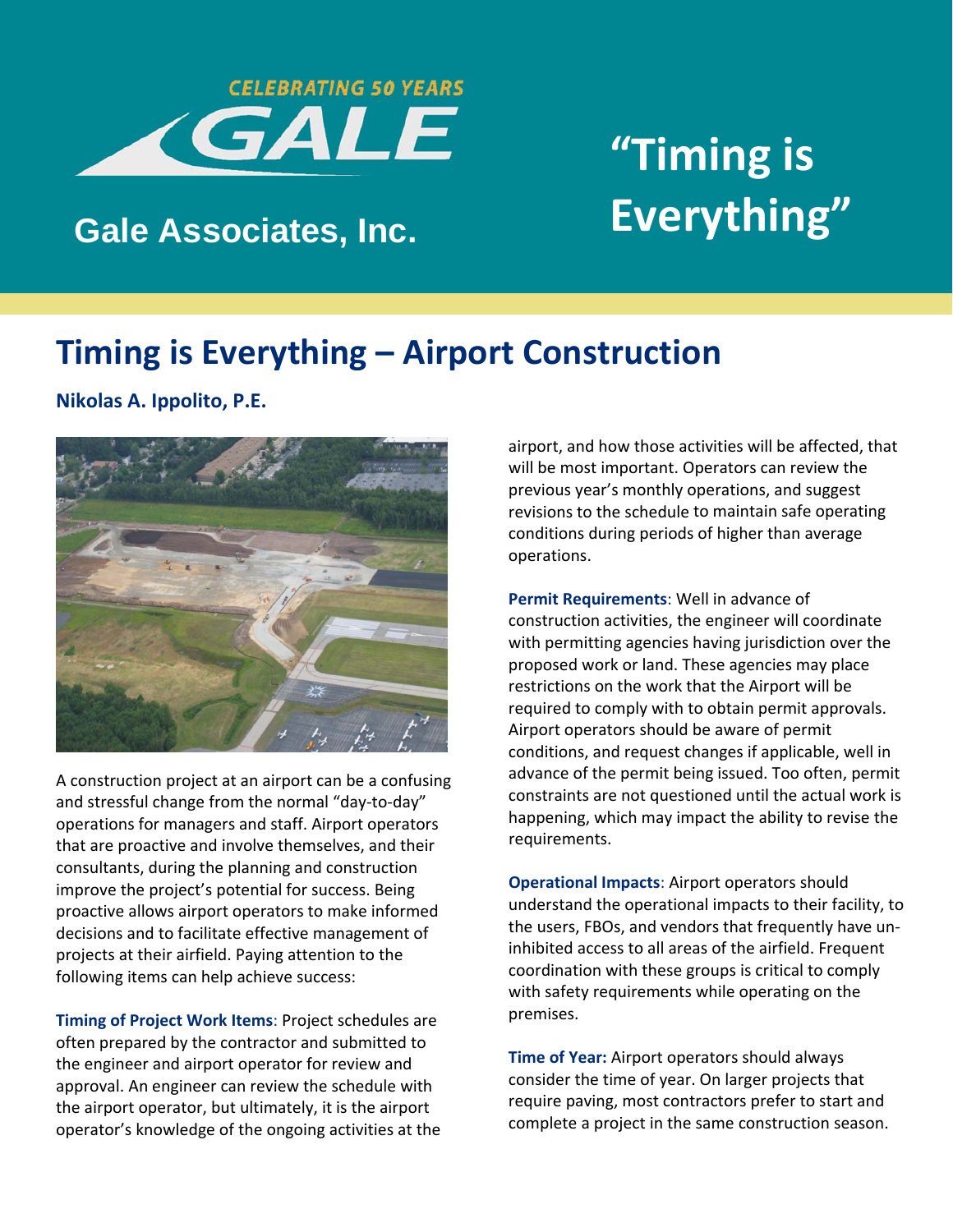CELEBRATING 50 YEARS

GALE

**Gale Associates, Inc.**

# "Timing is Everything"

## Timing is Everything – Airport Construction

**Nikolas A. Ippolito, P.E.**

A construction project at an airport can be a confusing and stressful change from the normal "day-to-day" operations for managers and staff. Airport operators that are proactive and involve themselves, and their consultants, during the planning and construction improve the project's potential for success. Being proactive allows airport operators to make informed decisions and to facilitate effective management of projects at their airfield. Paying attention to the following items can help achieve success:

**Timing of Project Work Items**: Project schedules are often prepared by the contractor and submitted to the engineer and airport operator for review and approval. An engineer can review the schedule with the airport operator, but ultimately, it is the airport operator's knowledge of the ongoing activities at the airport, and how those activities will be affected, that will be most important. Operators can review the previous year's monthly operations, and suggest revisions to the schedule to maintain safe operating conditions during periods of higher than average operations.

**Permit Requirements**: Well in advance of construction activities, the engineer will coordinate with permitting agencies having jurisdiction over the proposed work or land. These agencies may place restrictions on the work that the Airport will be required to comply with to obtain permit approvals. Airport operators should be aware of permit conditions, and request changes if applicable, well in advance of the permit being issued. Too often, permit constraints are not questioned until the actual work is happening, which may impact the ability to revise the requirements.

**Operational Impacts**: Airport operators should understand the operational impacts to their facility, to the users, FBOs, and vendors that frequently have un-inhibited access to all areas of the airfield. Frequent coordination with these groups is critical to comply with safety requirements while operating on the premises.

**Time of Year:** Airport operators should always consider the time of year. On larger projects that require paving, most contractors prefer to start and complete a project in the same construction season.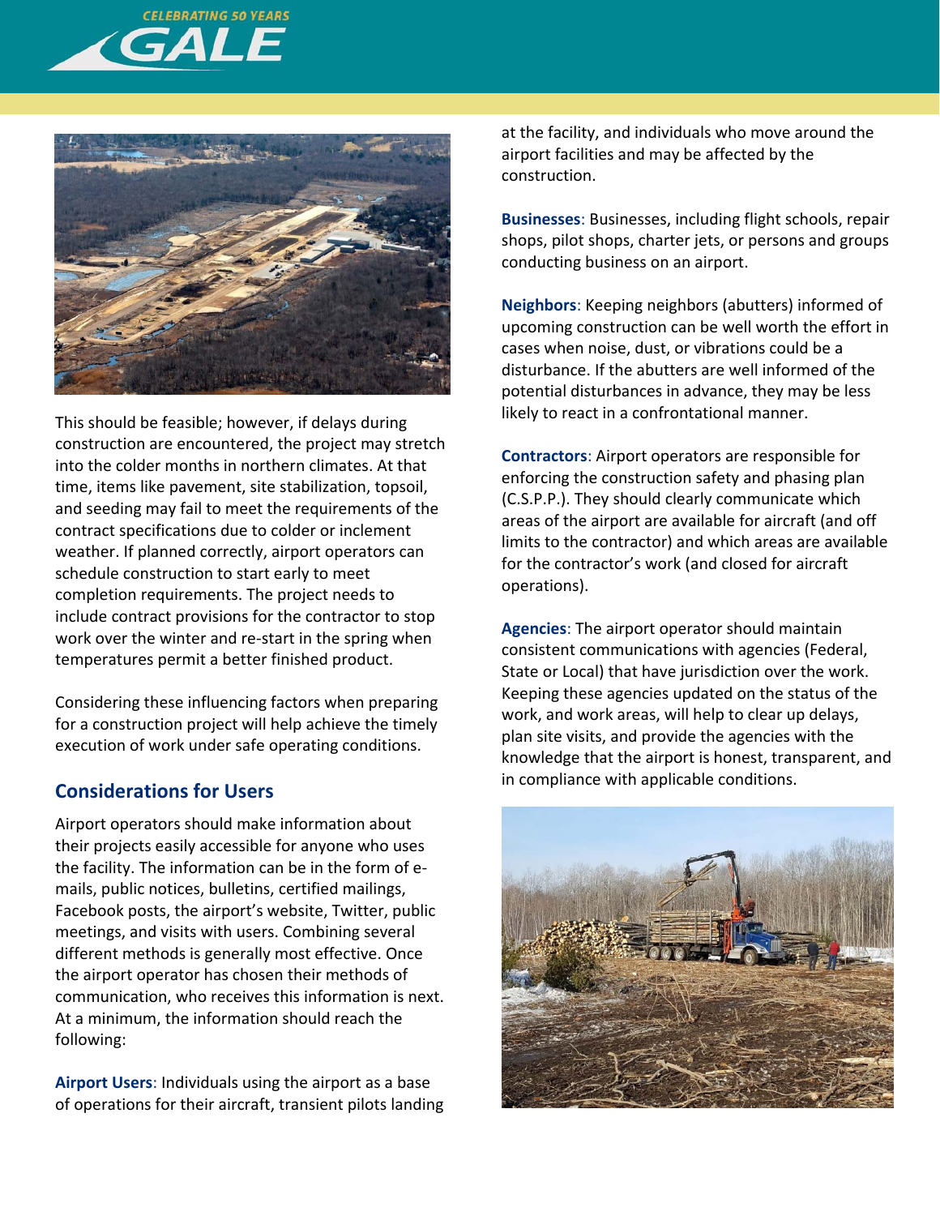This should be feasible; however, if delays during construction are encountered, the project may stretch into the colder months in northern climates. At that time, items like pavement, site stabilization, topsoil, and seeding may fail to meet the requirements of the contract specifications due to colder or inclement weather. If planned correctly, airport operators can schedule construction to start early to meet completion requirements. The project needs to include contract provisions for the contractor to stop work over the winter and re-start in the spring when temperatures permit a better finished product.

Considering these influencing factors when preparing for a construction project will help achieve the timely execution of work under safe operating conditions.

## Considerations for Users

Airport operators should make information about their projects easily accessible for anyone who uses the facility. The information can be in the form of e-mails, public notices, bulletins, certified mailings, Facebook posts, the airport's website, Twitter, public meetings, and visits with users. Combining several different methods is generally most effective. Once the airport operator has chosen their methods of communication, who receives this information is next. At a minimum, the information should reach the following:

**Airport Users**: Individuals using the airport as a base of operations for their aircraft, transient pilots landing at the facility, and individuals who move around the airport facilities and may be affected by the construction.

**Businesses**: Businesses, including flight schools, repair shops, pilot shops, charter jets, or persons and groups conducting business on an airport.

**Neighbors**: Keeping neighbors (abutters) informed of upcoming construction can be well worth the effort in cases when noise, dust, or vibrations could be a disturbance. If the abutters are well informed of the potential disturbances in advance, they may be less likely to react in a confrontational manner.

**Contractors**: Airport operators are responsible for enforcing the construction safety and phasing plan (C.S.P.P.). They should clearly communicate which areas of the airport are available for aircraft (and off limits to the contractor) and which areas are available for the contractor's work (and closed for aircraft operations).

**Agencies**: The airport operator should maintain consistent communications with agencies (Federal, State or Local) that have jurisdiction over the work. Keeping these agencies updated on the status of the work, and work areas, will help to clear up delays, plan site visits, and provide the agencies with the knowledge that the airport is honest, transparent, and in compliance with applicable conditions.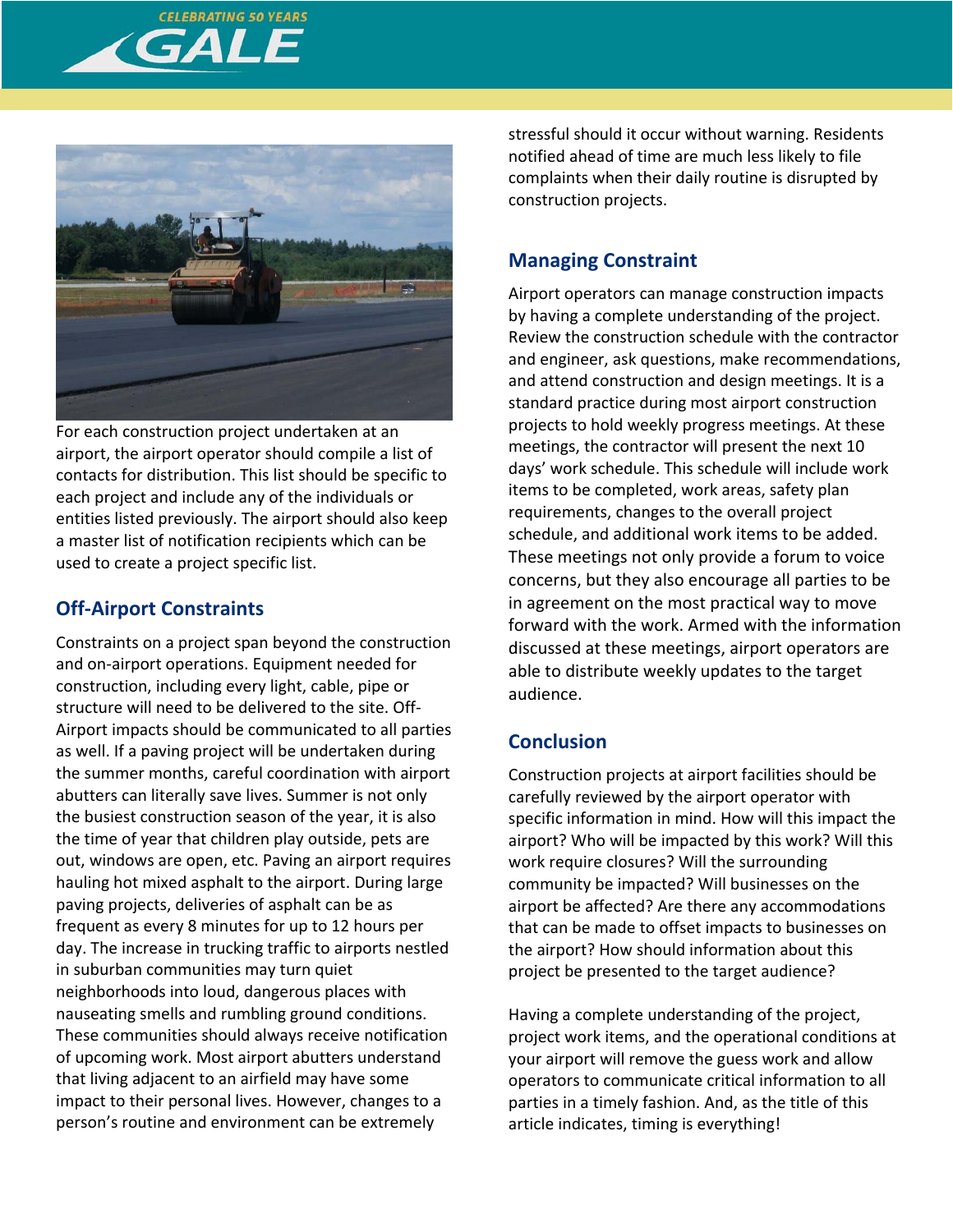For each construction project undertaken at an airport, the airport operator should compile a list of contacts for distribution. This list should be specific to each project and include any of the individuals or entities listed previously. The airport should also keep a master list of notification recipients which can be used to create a project specific list.

## Off-Airport Constraints

Constraints on a project span beyond the construction and on-airport operations. Equipment needed for construction, including every light, cable, pipe or structure will need to be delivered to the site. Off-Airport impacts should be communicated to all parties as well. If a paving project will be undertaken during the summer months, careful coordination with airport abutters can literally save lives. Summer is not only the busiest construction season of the year, it is also the time of year that children play outside, pets are out, windows are open, etc. Paving an airport requires hauling hot mixed asphalt to the airport. During large paving projects, deliveries of asphalt can be as frequent as every 8 minutes for up to 12 hours per day. The increase in trucking traffic to airports nestled in suburban communities may turn quiet neighborhoods into loud, dangerous places with nauseating smells and rumbling ground conditions. These communities should always receive notification of upcoming work. Most airport abutters understand that living adjacent to an airfield may have some impact to their personal lives. However, changes to a person's routine and environment can be extremely stressful should it occur without warning. Residents notified ahead of time are much less likely to file complaints when their daily routine is disrupted by construction projects.

## Managing Constraint

Airport operators can manage construction impacts by having a complete understanding of the project. Review the construction schedule with the contractor and engineer, ask questions, make recommendations, and attend construction and design meetings. It is a standard practice during most airport construction projects to hold weekly progress meetings. At these meetings, the contractor will present the next 10 days' work schedule. This schedule will include work items to be completed, work areas, safety plan requirements, changes to the overall project schedule, and additional work items to be added. These meetings not only provide a forum to voice concerns, but they also encourage all parties to be in agreement on the most practical way to move forward with the work. Armed with the information discussed at these meetings, airport operators are able to distribute weekly updates to the target audience.

## Conclusion

Construction projects at airport facilities should be carefully reviewed by the airport operator with specific information in mind. How will this impact the airport? Who will be impacted by this work? Will this work require closures? Will the surrounding community be impacted? Will businesses on the airport be affected? Are there any accommodations that can be made to offset impacts to businesses on the airport? How should information about this project be presented to the target audience?

Having a complete understanding of the project, project work items, and the operational conditions at your airport will remove the guess work and allow operators to communicate critical information to all parties in a timely fashion. And, as the title of this article indicates, timing is everything!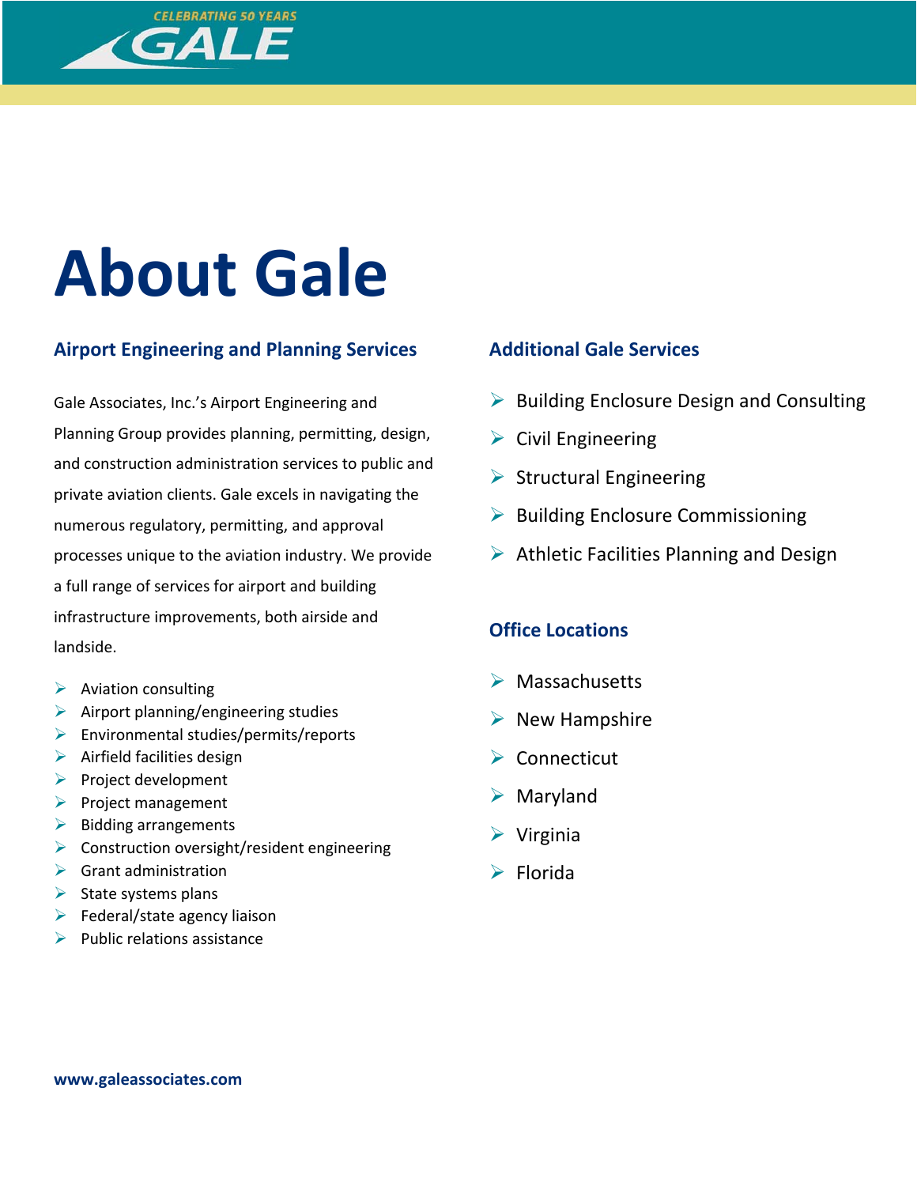CELEBRATING 50 YEARS
GALE

# About Gale

## Airport Engineering and Planning Services

Gale Associates, Inc.'s Airport Engineering and Planning Group provides planning, permitting, design, and construction administration services to public and private aviation clients. Gale excels in navigating the numerous regulatory, permitting, and approval processes unique to the aviation industry. We provide a full range of services for airport and building infrastructure improvements, both airside and landside.

- Aviation consulting
- Airport planning/engineering studies
- Environmental studies/permits/reports
- Airfield facilities design
- Project development
- Project management
- Bidding arrangements
- Construction oversight/resident engineering
- Grant administration
- State systems plans
- Federal/state agency liaison
- Public relations assistance

## Additional Gale Services

- Building Enclosure Design and Consulting
- Civil Engineering
- Structural Engineering
- Building Enclosure Commissioning
- Athletic Facilities Planning and Design

## Office Locations

- Massachusetts
- New Hampshire
- Connecticut
- Maryland
- Virginia
- Florida

**www.galeassociates.com**